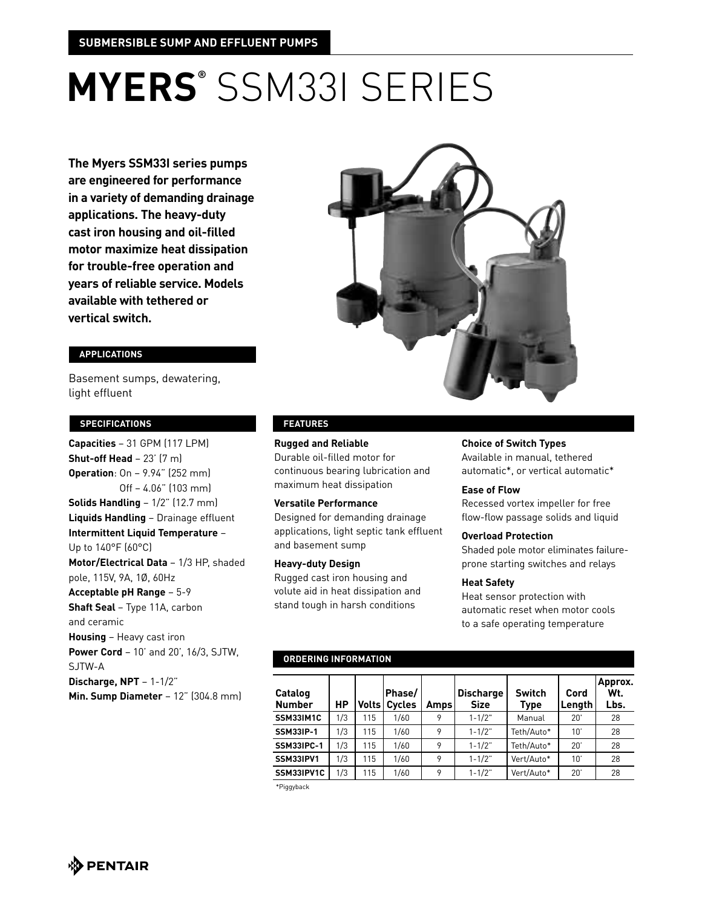SUBMERSIBLE SUMP AND EFFLUENT PUMPS

# MYERS® SSM33I SERIES

**The Myers SSM33I series pumps are engineered for performance in a variety of demanding drainage applications. The heavy-duty cast iron housing and oil-filled motor maximize heat dissipation for trouble-free operation and years of reliable service. Models available with tethered or vertical switch.**

## APPLICATIONS

Basement sumps, dewatering, light effluent

## SPECIFICATIONS

**Capacities** – 31 GPM (117 LPM)
**Shut-off Head** – 23' (7 m)
**Operation**: On – 9.94" (252 mm)
Off – 4.06" (103 mm)
**Solids Handling** – 1/2" (12.7 mm)
**Liquids Handling** – Drainage effluent
**Intermittent Liquid Temperature** – Up to 140°F (60°C)
**Motor/Electrical Data** – 1/3 HP, shaded pole, 115V, 9A, 1Ø, 60Hz
**Acceptable pH Range** – 5-9
**Shaft Seal** – Type 11A, carbon and ceramic
**Housing** – Heavy cast iron
**Power Cord** – 10' and 20', 16/3, SJTW, SJTW-A
**Discharge, NPT** – 1-1/2"
**Min. Sump Diameter** – 12" (304.8 mm)

## FEATURES

**Rugged and Reliable**
Durable oil-filled motor for continuous bearing lubrication and maximum heat dissipation

**Versatile Performance**
Designed for demanding drainage applications, light septic tank effluent and basement sump

**Heavy-duty Design**
Rugged cast iron housing and volute aid in heat dissipation and stand tough in harsh conditions

**Choice of Switch Types**
Available in manual, tethered automatic*, or vertical automatic*

**Ease of Flow**
Recessed vortex impeller for free flow-flow passage solids and liquid

**Overload Protection**
Shaded pole motor eliminates failure-prone starting switches and relays

**Heat Safety**
Heat sensor protection with automatic reset when motor cools to a safe operating temperature

## ORDERING INFORMATION

| Catalog Number | HP | Volts | Phase/ Cycles | Amps | Discharge Size | Switch Type | Cord Length | Approx. Wt. Lbs. |
|---|---|---|---|---|---|---|---|---|
| SSM33IM1C | 1/3 | 115 | 1/60 | 9 | 1-1/2" | Manual | 20' | 28 |
| SSM33IP-1 | 1/3 | 115 | 1/60 | 9 | 1-1/2" | Teth/Auto* | 10' | 28 |
| SSM33IPC-1 | 1/3 | 115 | 1/60 | 9 | 1-1/2" | Teth/Auto* | 20' | 28 |
| SSM33IPV1 | 1/3 | 115 | 1/60 | 9 | 1-1/2" | Vert/Auto* | 10' | 28 |
| SSM33IPV1C | 1/3 | 115 | 1/60 | 9 | 1-1/2" | Vert/Auto* | 20' | 28 |

*Piggyback

PENTAIR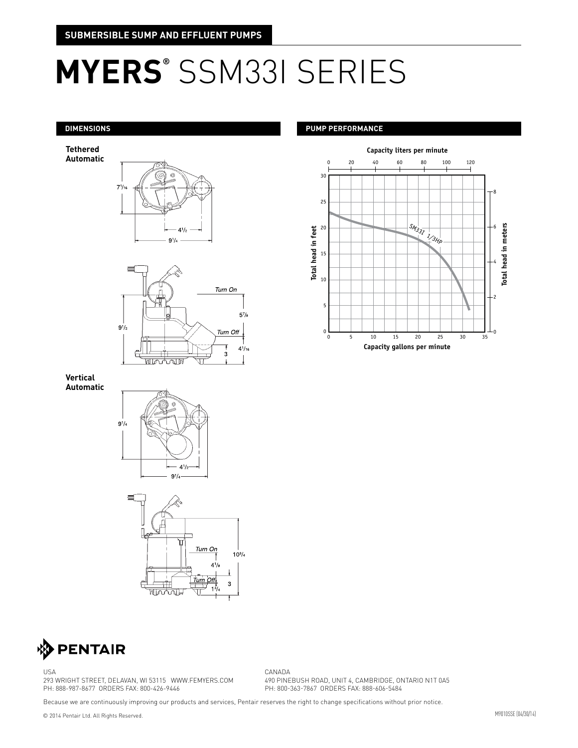SUBMERSIBLE SUMP AND EFFLUENT PUMPS

# MYERS® SSM33I SERIES

## DIMENSIONS

**Tethered Automatic**

$7^1/_{16}$

$4^1/_2$

$9^1/_4$

Turn On

$5^7/_8$

$9^1/_2$

Turn Off

$4^1/_{16}$

3

**Vertical Automatic**

$9^1/_4$

$4^1/_2$

$9^1/_4$

Turn On

$10^3/_4$

$4^1/_8$

Turn Off

3

$1^3/_4$

## PUMP PERFORMANCE

Capacity liters per minute

0 20 40 60 80 100 120

Total head in feet

0 5 10 15 20 25 30

Total head in meters

0 2 4 6 8

SM33I 1/3HP

0 5 10 15 20 25 30 35

Capacity gallons per minute

PENTAIR

USA
293 WRIGHT STREET, DELAVAN, WI 53115 WWW.FEMYERS.COM
PH: 888-987-8677 ORDERS FAX: 800-426-9446

CANADA
490 PINEBUSH ROAD, UNIT 4, CAMBRIDGE, ONTARIO N1T 0A5
PH: 800-363-7867 ORDERS FAX: 888-606-5484

Because we are continuously improving our products and services, Pentair reserves the right to change specifications without prior notice.

© 2014 Pentair Ltd. All Rights Reserved.

M9010SSE (04/30/14)